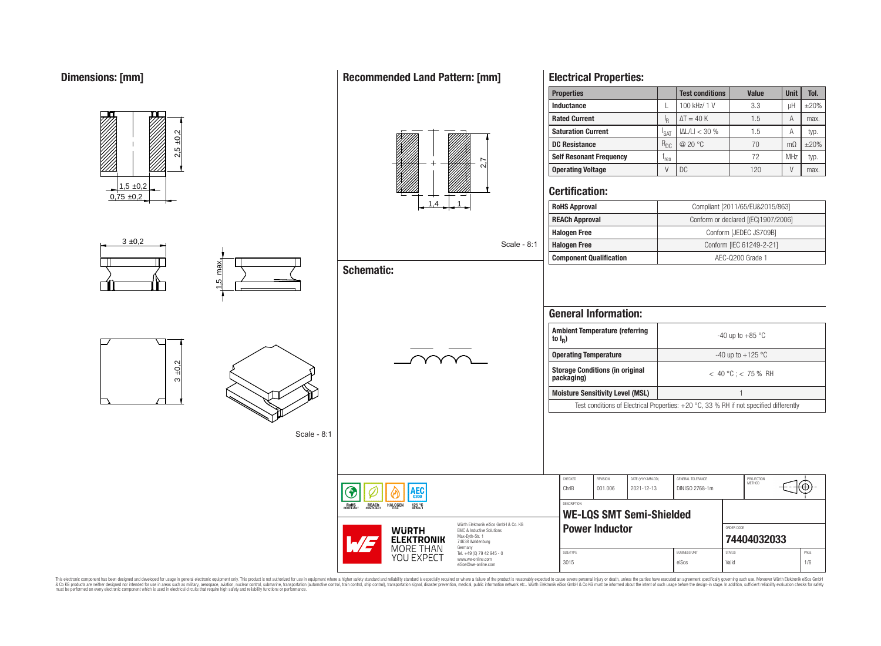## Dimensions: [mm]

1,5 ±0,2
0,75 ±0,2
2,5 ±0,2
3 ±0,2
1,5 max.
3 ±0,2

Scale - 8:1

## Recommended Land Pattern: [mm]

1,4
1
2,7

Scale - 8:1

## Schematic:

## Electrical Properties:

| Properties | | Test conditions | Value | Unit | Tol. |
|---|---|---|---|---|---|
| Inductance | L | 100 kHz/ 1 V | 3.3 | µH | ±20% |
| Rated Current | $I_R$ | ΔT = 40 K | 1.5 | A | max. |
| Saturation Current | $I_{SAT}$ | \|ΔL/L\| < 30 % | 1.5 | A | typ. |
| DC Resistance | $R_{DC}$ | @ 20 °C | 70 | mΩ | ±20% |
| Self Resonant Frequency | $f_{res}$ | | 72 | MHz | typ. |
| Operating Voltage | V | DC | 120 | V | max. |

## Certification:

| | |
|---|---|
| RoHS Approval | Compliant [2011/65/EU&2015/863] |
| REACh Approval | Conform or declared [(EC)1907/2006] |
| Halogen Free | Conform [JEDEC JS709B] |
| Halogen Free | Conform [IEC 61249-2-21] |
| Component Qualification | AEC-Q200 Grade 1 |

## General Information:

| | |
|---|---|
| Ambient Temperature (referring to $I_R$) | -40 up to +85 °C |
| Operating Temperature | -40 up to +125 °C |
| Storage Conditions (in original packaging) | < 40 °C ; < 75 % RH |
| Moisture Sensitivity Level (MSL) | 1 |

Test conditions of Electrical Properties: +20 °C, 33 % RH if not specified differently

| CHECKED | REVISION | DATE (YYYY-MM-DD) | GENERAL TOLERANCE | PROJECTION METHOD |
|---|---|---|---|---|
| ChriB | 001.006 | 2021-12-13 | DIN ISO 2768-1m | |

DESCRIPTION
**WE-LQS SMT Semi-Shielded Power Inductor**

ORDER CODE
**74404032033**

| SIZE/TYPE | BUSINESS UNIT | STATUS | PAGE |
|---|---|---|---|
| 3015 | eiSos | Valid | 1/6 |

RoHS COMPLIANT · REACh COMPLIANT · HALOGEN FREE · AEC Q200 125 °C GRADE 1

WÜRTH ELEKTRONIK MORE THAN YOU EXPECT

Würth Elektronik eiSos GmbH & Co. KG
EMC & Inductive Solutions
Max-Eyth-Str. 1
74638 Waldenburg
Germany
Tel. +49 (0) 79 42 945 - 0
www.we-online.com
eiSos@we-online.com

This electronic component has been designed and developed for usage in general electronic equipment only. This product is not authorized for use in equipment where a higher safety standard and reliability standard is especially required or where a failure of the product is reasonably expected to cause severe personal injury or death, unless the parties have executed an agreement specifically governing such use. Moreover Würth Elektronik eiSos GmbH & Co KG products are neither designed nor intended for use in areas such as military, aerospace, aviation, nuclear control, submarine, transportation (automotive control, train control, ship control), transportation signal, disaster prevention, medical, public information network etc.. Würth Elektronik eiSos GmbH & Co KG must be informed about the intent of such usage before the design-in stage. In addition, sufficient reliability evaluation checks for safety must be performed on every electronic component which is used in electrical circuits that require high safety and reliability functions or performance.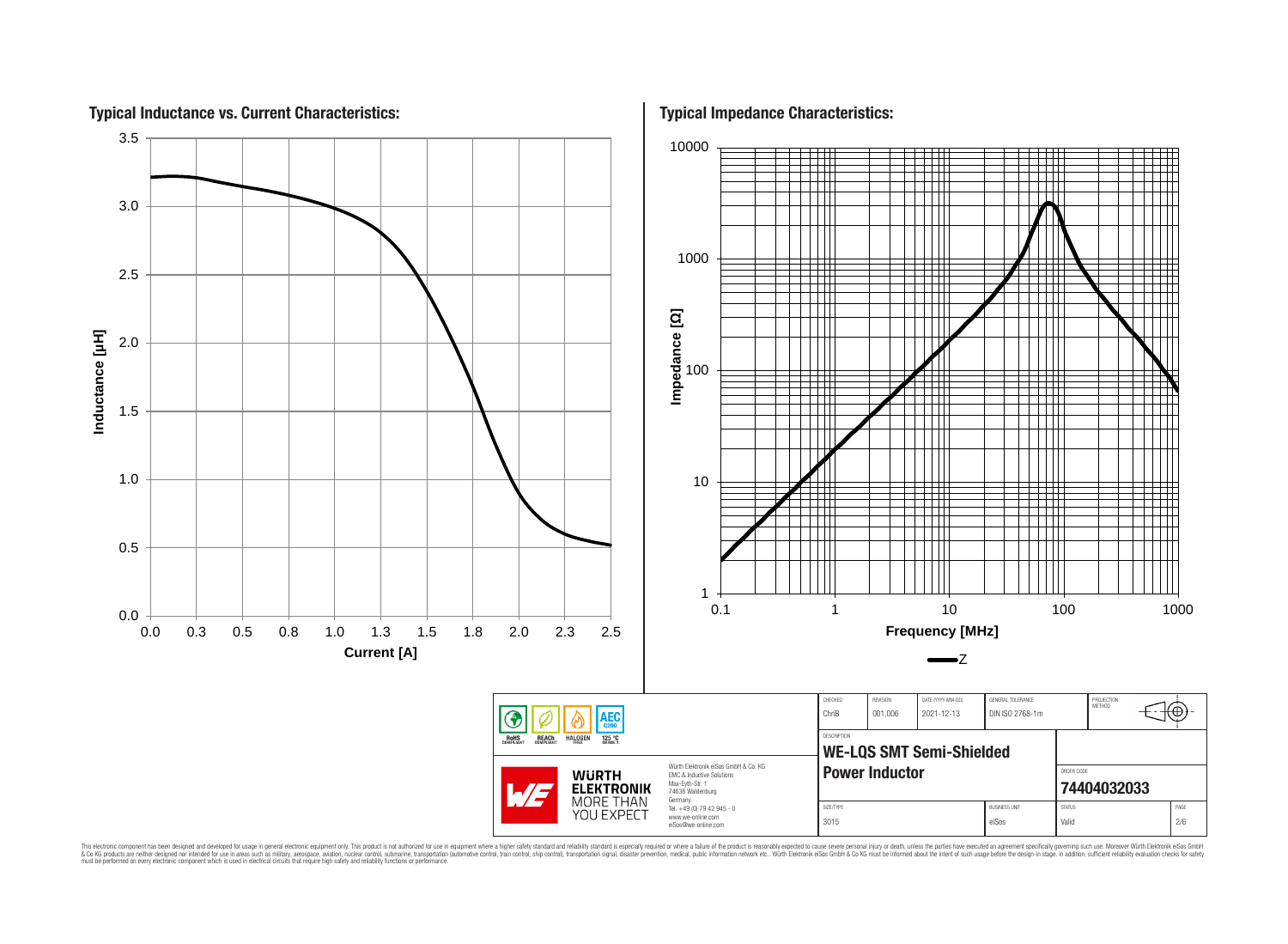## Typical Inductance vs. Current Characteristics:

Inductance [µH]

3.5
3.0
2.5
2.0
1.5
1.0
0.5
0.0

0.0 0.3 0.5 0.8 1.0 1.3 1.5 1.8 2.0 2.3 2.5

Current [A]

## Typical Impedance Characteristics:

Impedance [Ω]

10000
1000
100
10
1

0.1 1 10 100 1000

Frequency [MHz]

Z

| CHECKED | REVISION | DATE (YYYY-MM-DD) | GENERAL TOLERANCE | PROJECTION METHOD |
|---|---|---|---|---|
| ChriB | 001.006 | 2021-12-13 | DIN ISO 2768-1m | |

DESCRIPTION

**WE-LQS SMT Semi-Shielded Power Inductor**

ORDER CODE

**74404032033**

| SIZE/TYPE | BUSINESS UNIT | STATUS | PAGE |
|---|---|---|---|
| 3015 | eiSos | Valid | 2/6 |

RoHS COMPLIANT | REACh COMPLIANT | HALOGEN FREE | AEC Q200 | 125 °C GRADE 1

WÜRTH ELEKTRONIK MORE THAN YOU EXPECT

Würth Elektronik eiSos GmbH & Co. KG
EMC & Inductive Solutions
Max-Eyth-Str. 1
74638 Waldenburg
Germany
Tel. +49 (0) 79 42 945 - 0
www.we-online.com
eiSos@we-online.com

This electronic component has been designed and developed for usage in general electronic equipment only. This product is not authorized for use in equipment where a higher safety standard and reliability standard is especially required or where a failure of the product is reasonably expected to cause severe personal injury or death, unless the parties have executed an agreement specifically governing such use. Moreover Würth Elektronik eiSos GmbH & Co KG products are neither designed nor intended for use in areas such as military, aerospace, aviation, nuclear control, submarine, transportation (automotive control, train control, ship control), transportation signal, disaster prevention, medical, public information network etc.. Würth Elektronik eiSos GmbH & Co KG must be informed about the intent of such usage before the design-in stage. In addition, sufficient reliability evaluation checks for safety must be performed on every electronic component which is used in electrical circuits that require high safety and reliability functions or performance.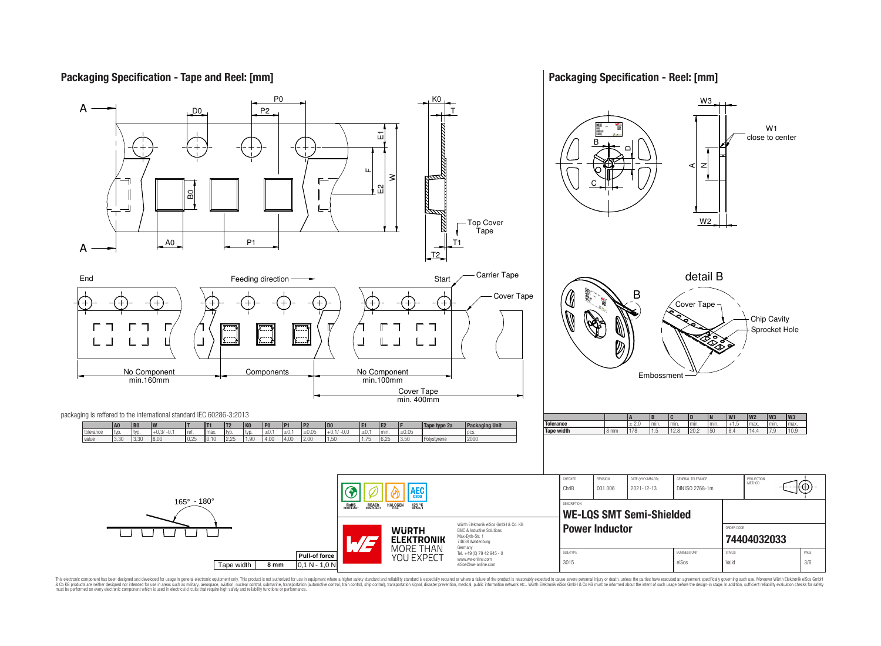## Packaging Specification - Tape and Reel: [mm]

A — A

P0, P2, D0, K0, T, E1, F, W, E2, B0, A0, P1, T1, T2

Top Cover Tape

End — Feeding direction — Start

Carrier Tape

Cover Tape

No Component min.160mm — Components — No Component min.100mm

Cover Tape min. 400mm

packaging is reffered to the international standard IEC 60286-3:2013

| | A0 | B0 | W | T | T1 | T2 | K0 | P0 | P1 | P2 | D0 | E1 | E2 | F | Tape type 2a | Packaging Unit |
|---|---|---|---|---|---|---|---|---|---|---|---|---|---|---|---|---|
| tolerance | typ. | typ. | +0,3/ -0,1 | ref. | max. | typ. | typ. | ±0,1 | ±0,1 | ±0,05 | +0,1/ -0,0 | ±0,1 | min. | ±0,05 | | pcs. |
| value | 3,30 | 3,30 | 8,00 | 0,25 | 0,10 | 2,25 | 1,90 | 4,00 | 4,00 | 2,00 | 1,50 | 1,75 | 6,25 | 3,50 | Polystyrene | 2000 |

165° - 180°

| Tape width | 8 mm | Pull-of force 0,1 N - 1,0 N |
|---|---|---|

## Packaging Specification - Reel: [mm]

W3, W1 close to center, B, D, C, A, N, W2

detail B

Cover Tape, Chip Cavity, Sprocket Hole, Embossment

| | | A | B | C | D | N | W1 | W2 | W3 | W3 |
|---|---|---|---|---|---|---|---|---|---|---|
| Tolerance | | ± 2,0 | min. | min. | min. | min. | +1,5 | max. | min. | max. |
| Tape width | 8 mm | 178 | 1.5 | 12.8 | 20.2 | 50 | 8.4 | 14.4 | 7.9 | 10.9 |

RoHS COMPLIANT, REACh COMPLIANT, HALOGEN FREE, 125 °C GRADE 1, AEC Q200

WÜRTH ELEKTRONIK MORE THAN YOU EXPECT

Würth Elektronik eiSos GmbH & Co. KG
EMC & Inductive Solutions
Max-Eyth-Str. 1
74638 Waldenburg
Germany
Tel. +49 (0) 79 42 945 - 0
www.we-online.com
eiSos@we-online.com

| CHECKED | REVISION | DATE (YYYY-MM-DD) | GENERAL TOLERANCE | PROJECTION METHOD |
|---|---|---|---|---|
| ChriB | 001.006 | 2021-12-13 | DIN ISO 2768-1m | |

DESCRIPTION: **WE-LQS SMT Semi-Shielded Power Inductor**

ORDER CODE: **74404032033**

| SIZE/TYPE | BUSINESS UNIT | STATUS | PAGE |
|---|---|---|---|
| 3015 | eiSos | Valid | 3/6 |

This electronic component has been designed and developed for usage in general electronic equipment only. This product is not authorized for use in equipment where a higher safety standard and reliability standard is especially required or where a failure of the product is reasonably expected to cause severe personal injury or death, unless the parties have executed an agreement specifically governing such use. Moreover Würth Elektronik eiSos GmbH & Co KG products are neither designed nor intended for use in areas such as military, aerospace, aviation, nuclear control, submarine, transportation (automotive control, train control, ship control), transportation signal, disaster prevention, medical, public information network etc.. Würth Elektronik eiSos GmbH & Co KG must be informed about the intent of such usage before the design-in stage. In addition, sufficient reliability evaluation checks for safety must be performed on every electronic component which is used in electrical circuits that require high safety and reliability functions or performance.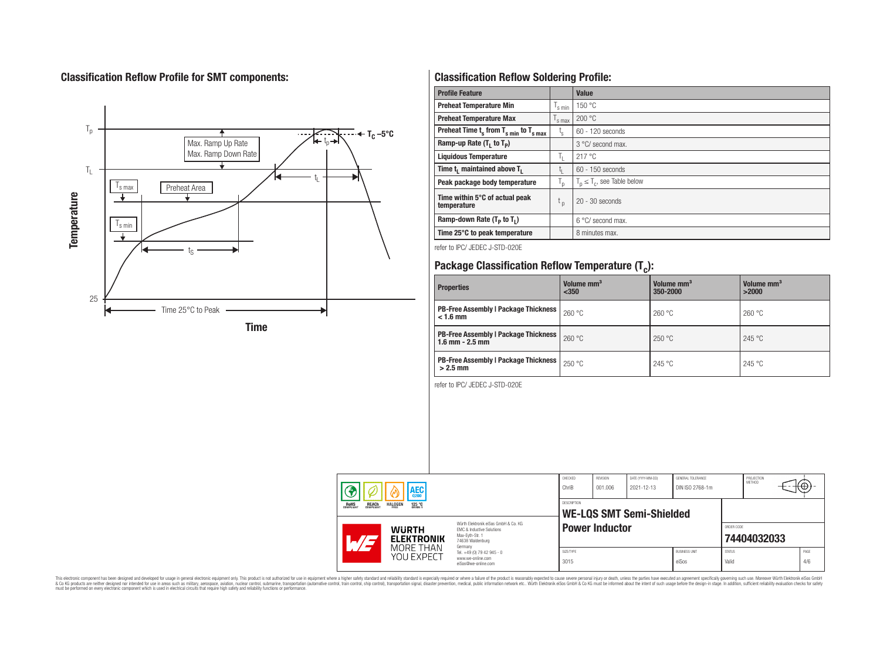## Classification Reflow Profile for SMT components:

$T_p$

$T_L$

$T_{s\,max}$

$T_{s\,min}$

25

Max. Ramp Up Rate

Max. Ramp Down Rate

Preheat Area

$T_C$ –5°C

$t_p$

$t_L$

$t_S$

Time 25°C to Peak

Temperature

Time

## Classification Reflow Soldering Profile:

| Profile Feature | | Value |
|---|---|---|
| Preheat Temperature Min | $T_{s\,min}$ | 150 °C |
| Preheat Temperature Max | $T_{s\,max}$ | 200 °C |
| Preheat Time $t_s$ from $T_{s\,min}$ to $T_{s\,max}$ | $t_s$ | 60 - 120 seconds |
| Ramp-up Rate ($T_L$ to $T_P$) | | 3 °C/ second max. |
| Liquidous Temperature | $T_L$ | 217 °C |
| Time $t_L$ maintained above $T_L$ | $t_L$ | 60 - 150 seconds |
| Peak package body temperature | $T_p$ | $T_p \leq T_c$, see Table below |
| Time within 5°C of actual peak temperature | $t_p$ | 20 - 30 seconds |
| Ramp-down Rate ($T_P$ to $T_L$) | | 6 °C/ second max. |
| Time 25°C to peak temperature | | 8 minutes max. |

refer to IPC/ JEDEC J-STD-020E

## Package Classification Reflow Temperature ($T_c$):

| Properties | Volume mm³ <350 | Volume mm³ 350-2000 | Volume mm³ >2000 |
|---|---|---|---|
| PB-Free Assembly \| Package Thickness < 1.6 mm | 260 °C | 260 °C | 260 °C |
| PB-Free Assembly \| Package Thickness 1.6 mm - 2.5 mm | 260 °C | 250 °C | 245 °C |
| PB-Free Assembly \| Package Thickness > 2.5 mm | 250 °C | 245 °C | 245 °C |

refer to IPC/ JEDEC J-STD-020E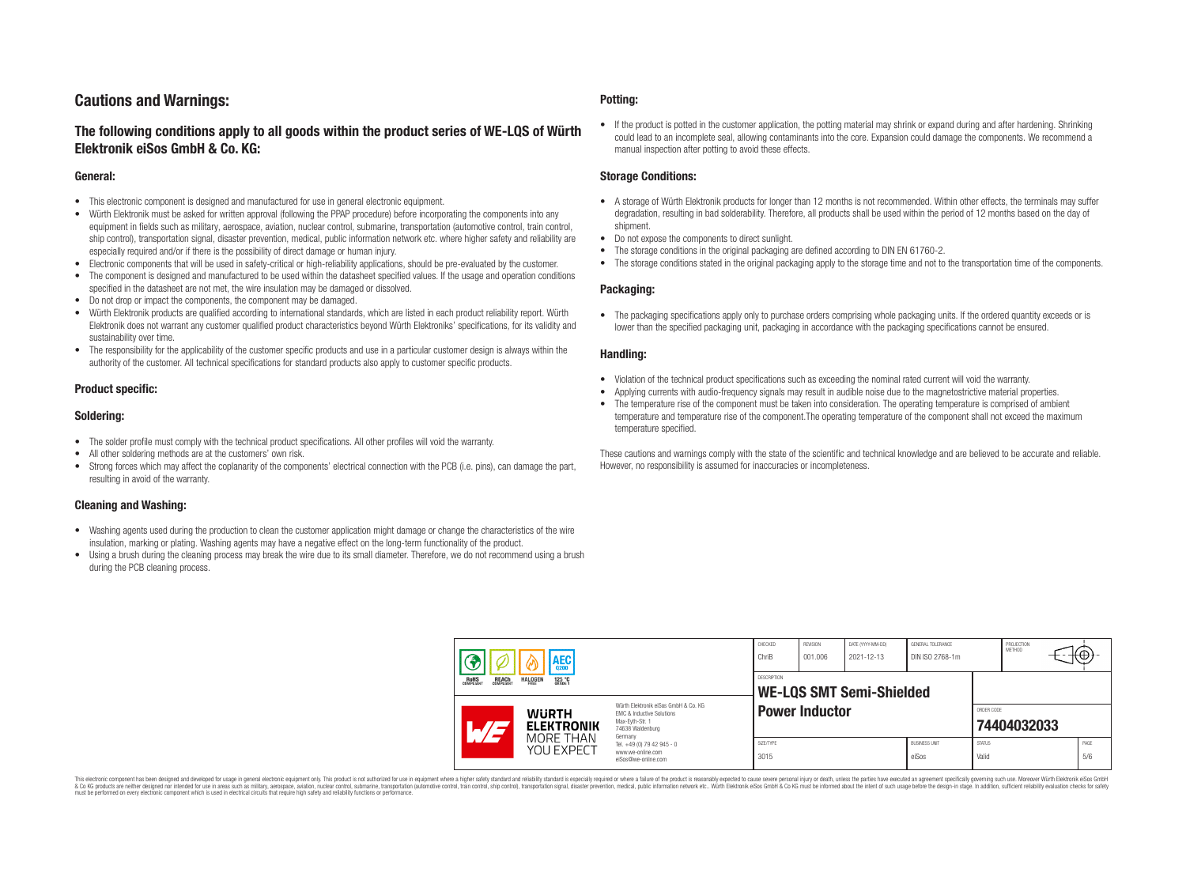# Cautions and Warnings:

## The following conditions apply to all goods within the product series of WE-LQS of Würth Elektronik eiSos GmbH & Co. KG:

### General:

- This electronic component is designed and manufactured for use in general electronic equipment.
- Würth Elektronik must be asked for written approval (following the PPAP procedure) before incorporating the components into any equipment in fields such as military, aerospace, aviation, nuclear control, submarine, transportation (automotive control, train control, ship control), transportation signal, disaster prevention, medical, public information network etc. where higher safety and reliability are especially required and/or if there is the possibility of direct damage or human injury.
- Electronic components that will be used in safety-critical or high-reliability applications, should be pre-evaluated by the customer.
- The component is designed and manufactured to be used within the datasheet specified values. If the usage and operation conditions specified in the datasheet are not met, the wire insulation may be damaged or dissolved.
- Do not drop or impact the components, the component may be damaged.
- Würth Elektronik products are qualified according to international standards, which are listed in each product reliability report. Würth Elektronik does not warrant any customer qualified product characteristics beyond Würth Elektroniks' specifications, for its validity and sustainability over time.
- The responsibility for the applicability of the customer specific products and use in a particular customer design is always within the authority of the customer. All technical specifications for standard products also apply to customer specific products.

### Product specific:

### Soldering:

- The solder profile must comply with the technical product specifications. All other profiles will void the warranty.
- All other soldering methods are at the customers' own risk.
- Strong forces which may affect the coplanarity of the components' electrical connection with the PCB (i.e. pins), can damage the part, resulting in avoid of the warranty.

### Cleaning and Washing:

- Washing agents used during the production to clean the customer application might damage or change the characteristics of the wire insulation, marking or plating. Washing agents may have a negative effect on the long-term functionality of the product.
- Using a brush during the cleaning process may break the wire due to its small diameter. Therefore, we do not recommend using a brush during the PCB cleaning process.

### Potting:

- If the product is potted in the customer application, the potting material may shrink or expand during and after hardening. Shrinking could lead to an incomplete seal, allowing contaminants into the core. Expansion could damage the components. We recommend a manual inspection after potting to avoid these effects.

### Storage Conditions:

- A storage of Würth Elektronik products for longer than 12 months is not recommended. Within other effects, the terminals may suffer degradation, resulting in bad solderability. Therefore, all products shall be used within the period of 12 months based on the day of shipment.
- Do not expose the components to direct sunlight.
- The storage conditions in the original packaging are defined according to DIN EN 61760-2.
- The storage conditions stated in the original packaging apply to the storage time and not to the transportation time of the components.

### Packaging:

- The packaging specifications apply only to purchase orders comprising whole packaging units. If the ordered quantity exceeds or is lower than the specified packaging unit, packaging in accordance with the packaging specifications cannot be ensured.

### Handling:

- Violation of the technical product specifications such as exceeding the nominal rated current will void the warranty.
- Applying currents with audio-frequency signals may result in audible noise due to the magnetostrictive material properties.
- The temperature rise of the component must be taken into consideration. The operating temperature is comprised of ambient temperature and temperature rise of the component.The operating temperature of the component shall not exceed the maximum temperature specified.

These cautions and warnings comply with the state of the scientific and technical knowledge and are believed to be accurate and reliable. However, no responsibility is assumed for inaccuracies or incompleteness.

| | | | | | | |
|---|---|---|---|---|---|---|
| RoHS COMPLIANT, REACh COMPLIANT, HALOGEN FREE, AEC Q200 125 °C GRADE 1 | CHECKED ChriB | REVISION 001.006 | DATE (YYYY-MM-DD) 2021-12-13 | GENERAL TOLERANCE DIN ISO 2768-1m | PROJECTION METHOD | |
| | DESCRIPTION **WE-LQS SMT Semi-Shielded Power Inductor** | | | | ORDER CODE **74404032033** | |
| WÜRTH ELEKTRONIK MORE THAN YOU EXPECT — Würth Elektronik eiSos GmbH & Co. KG, EMC & Inductive Solutions, Max-Eyth-Str. 1, 74638 Waldenburg, Germany, Tel. +49 (0) 79 42 945 - 0, www.we-online.com, eiSos@we-online.com | SIZE/TYPE 3015 | | | BUSINESS UNIT eiSos | STATUS Valid | PAGE 5/6 |

This electronic component has been designed and developed for usage in general electronic equipment only. This product is not authorized for use in equipment where a higher safety standard and reliability standard is especially required or where a failure of the product is reasonably expected to cause severe personal injury or death, unless the parties have executed an agreement specifically governing such use. Moreover Würth Elektronik eiSos GmbH & Co KG products are neither designed nor intended for use in areas such as military, aerospace, aviation, nuclear control, submarine, transportation (automotive control, train control, ship control), transportation signal, disaster prevention, medical, public information network etc.. Würth Elektronik eiSos GmbH & Co KG must be informed about the intent of such usage before the design-in stage. In addition, sufficient reliability evaluation checks for safety must be performed on every electronic component which is used in electrical circuits that require high safety and reliability functions or performance.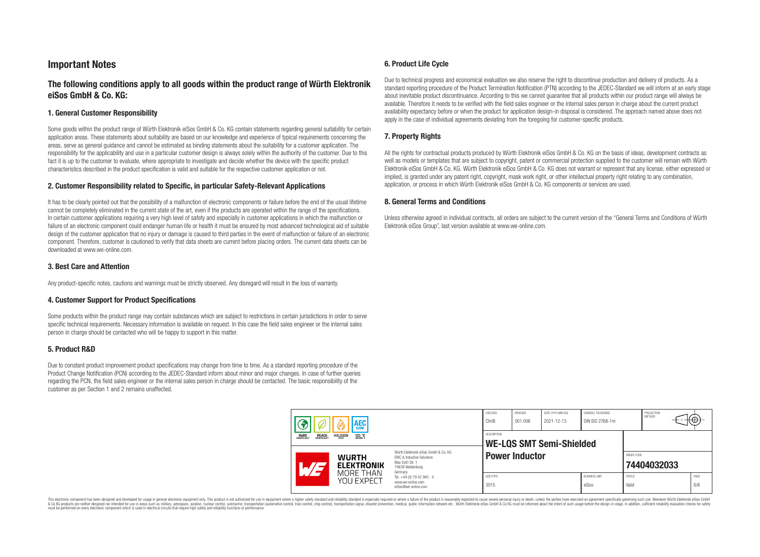# Important Notes

## The following conditions apply to all goods within the product range of Würth Elektronik eiSos GmbH & Co. KG:

### 1. General Customer Responsibility

Some goods within the product range of Würth Elektronik eiSos GmbH & Co. KG contain statements regarding general suitability for certain application areas. These statements about suitability are based on our knowledge and experience of typical requirements concerning the areas, serve as general guidance and cannot be estimated as binding statements about the suitability for a customer application. The responsibility for the applicability and use in a particular customer design is always solely within the authority of the customer. Due to this fact it is up to the customer to evaluate, where appropriate to investigate and decide whether the device with the specific product characteristics described in the product specification is valid and suitable for the respective customer application or not.

### 2. Customer Responsibility related to Specific, in particular Safety-Relevant Applications

It has to be clearly pointed out that the possibility of a malfunction of electronic components or failure before the end of the usual lifetime cannot be completely eliminated in the current state of the art, even if the products are operated within the range of the specifications. In certain customer applications requiring a very high level of safety and especially in customer applications in which the malfunction or failure of an electronic component could endanger human life or health it must be ensured by most advanced technological aid of suitable design of the customer application that no injury or damage is caused to third parties in the event of malfunction or failure of an electronic component. Therefore, customer is cautioned to verify that data sheets are current before placing orders. The current data sheets can be downloaded at www.we-online.com.

### 3. Best Care and Attention

Any product-specific notes, cautions and warnings must be strictly observed. Any disregard will result in the loss of warranty.

### 4. Customer Support for Product Specifications

Some products within the product range may contain substances which are subject to restrictions in certain jurisdictions in order to serve specific technical requirements. Necessary information is available on request. In this case the field sales engineer or the internal sales person in charge should be contacted who will be happy to support in this matter.

### 5. Product R&D

Due to constant product improvement product specifications may change from time to time. As a standard reporting procedure of the Product Change Notification (PCN) according to the JEDEC-Standard inform about minor and major changes. In case of further queries regarding the PCN, the field sales engineer or the internal sales person in charge should be contacted. The basic responsibility of the customer as per Section 1 and 2 remains unaffected.

### 6. Product Life Cycle

Due to technical progress and economical evaluation we also reserve the right to discontinue production and delivery of products. As a standard reporting procedure of the Product Termination Notification (PTN) according to the JEDEC-Standard we will inform at an early stage about inevitable product discontinuance. According to this we cannot guarantee that all products within our product range will always be available. Therefore it needs to be verified with the field sales engineer or the internal sales person in charge about the current product availability expectancy before or when the product for application design-in disposal is considered. The approach named above does not apply in the case of individual agreements deviating from the foregoing for customer-specific products.

### 7. Property Rights

All the rights for contractual products produced by Würth Elektronik eiSos GmbH & Co. KG on the basis of ideas, development contracts as well as models or templates that are subject to copyright, patent or commercial protection supplied to the customer will remain with Würth Elektronik eiSos GmbH & Co. KG. Würth Elektronik eiSos GmbH & Co. KG does not warrant or represent that any license, either expressed or implied, is granted under any patent right, copyright, mask work right, or other intellectual property right relating to any combination, application, or process in which Würth Elektronik eiSos GmbH & Co. KG components or services are used.

### 8. General Terms and Conditions

Unless otherwise agreed in individual contracts, all orders are subject to the current version of the "General Terms and Conditions of Würth Elektronik eiSos Group", last version available at www.we-online.com.

| | | | | | | |
|---|---|---|---|---|---|---|
| RoHS COMPLIANT, REACh COMPLIANT, HALOGEN FREE, AEC-Q200 125 °C GRADE 1 | CHECKED ChriB | REVISION 001.006 | DATE (YYYY-MM-DD) 2021-12-13 | GENERAL TOLERANCE DIN ISO 2768-1m | PROJECTION METHOD | |
| | DESCRIPTION **WE-LQS SMT Semi-Shielded Power Inductor** | | | | ORDER CODE **74404032033** | |
| WÜRTH ELEKTRONIK MORE THAN YOU EXPECT — Würth Elektronik eiSos GmbH & Co. KG, EMC & Inductive Solutions, Max-Eyth-Str. 1, 74638 Waldenburg, Germany, Tel. +49 (0) 79 42 945 - 0, www.we-online.com, eiSos@we-online.com | SIZE/TYPE 3015 | | | BUSINESS UNIT eiSos | STATUS Valid | PAGE 6/6 |

This electronic component has been designed and developed for usage in general electronic equipment only. This product is not authorized for use in equipment where a higher safety standard and reliability standard is especially required or where a failure of the product is reasonably expected to cause severe personal injury or death, unless the parties have executed an agreement specifically governing such use. Moreover Würth Elektronik eiSos GmbH & Co KG products are neither designed nor intended for use in areas such as military, aerospace, aviation, nuclear control, submarine, transportation (automotive control, train control, ship control), transportation signal, disaster prevention, medical, public information network etc.. Würth Elektronik eiSos GmbH & Co KG must be informed about the intent of such usage before the design-in stage. In addition, sufficient reliability evaluation checks for safety must be performed on every electronic component which is used in electrical circuits that require high safety and reliability functions or performance.